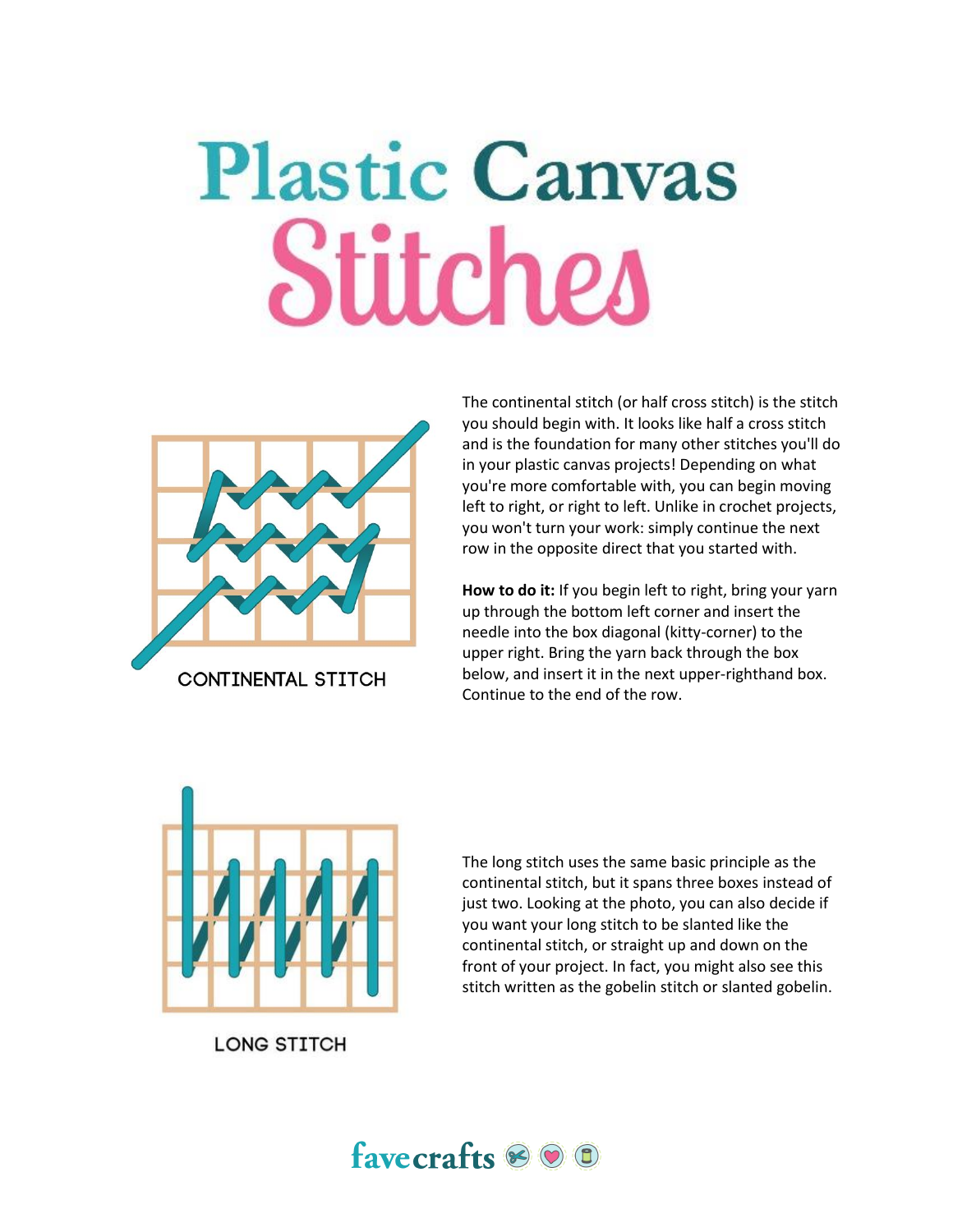# Plastic Canvas Stitches

CONTINENTAL STITCH

The continental stitch (or half cross stitch) is the stitch you should begin with. It looks like half a cross stitch and is the foundation for many other stitches you'll do in your plastic canvas projects! Depending on what you're more comfortable with, you can begin moving left to right, or right to left. Unlike in crochet projects, you won't turn your work: simply continue the next row in the opposite direct that you started with.

**How to do it:** If you begin left to right, bring your yarn up through the bottom left corner and insert the needle into the box diagonal (kitty-corner) to the upper right. Bring the yarn back through the box below, and insert it in the next upper-righthand box. Continue to the end of the row.

LONG STITCH

The long stitch uses the same basic principle as the continental stitch, but it spans three boxes instead of just two. Looking at the photo, you can also decide if you want your long stitch to be slanted like the continental stitch, or straight up and down on the front of your project. In fact, you might also see this stitch written as the gobelin stitch or slanted gobelin.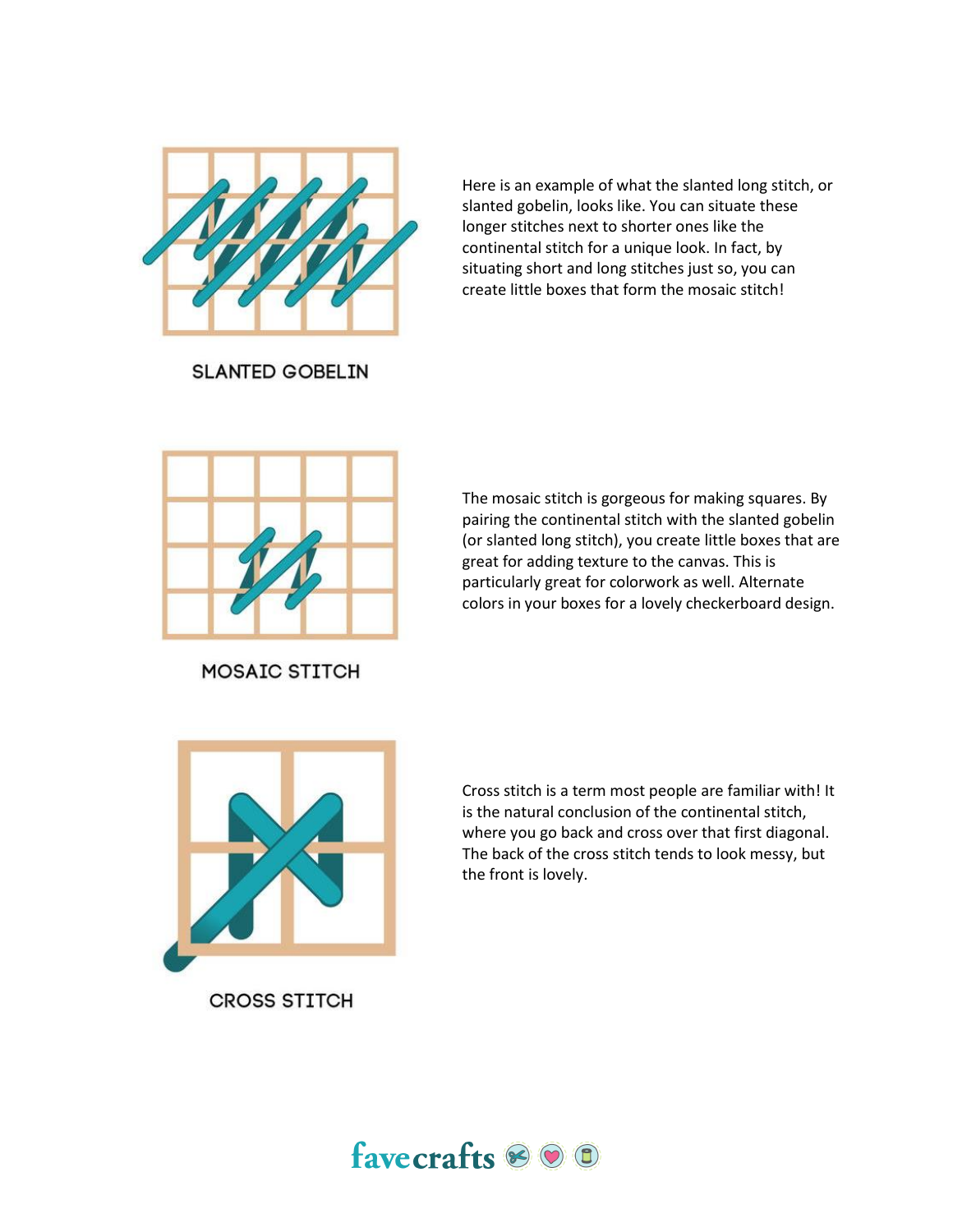SLANTED GOBELIN

Here is an example of what the slanted long stitch, or slanted gobelin, looks like. You can situate these longer stitches next to shorter ones like the continental stitch for a unique look. In fact, by situating short and long stitches just so, you can create little boxes that form the mosaic stitch!

MOSAIC STITCH

The mosaic stitch is gorgeous for making squares. By pairing the continental stitch with the slanted gobelin (or slanted long stitch), you create little boxes that are great for adding texture to the canvas. This is particularly great for colorwork as well. Alternate colors in your boxes for a lovely checkerboard design.

CROSS STITCH

Cross stitch is a term most people are familiar with! It is the natural conclusion of the continental stitch, where you go back and cross over that first diagonal. The back of the cross stitch tends to look messy, but the front is lovely.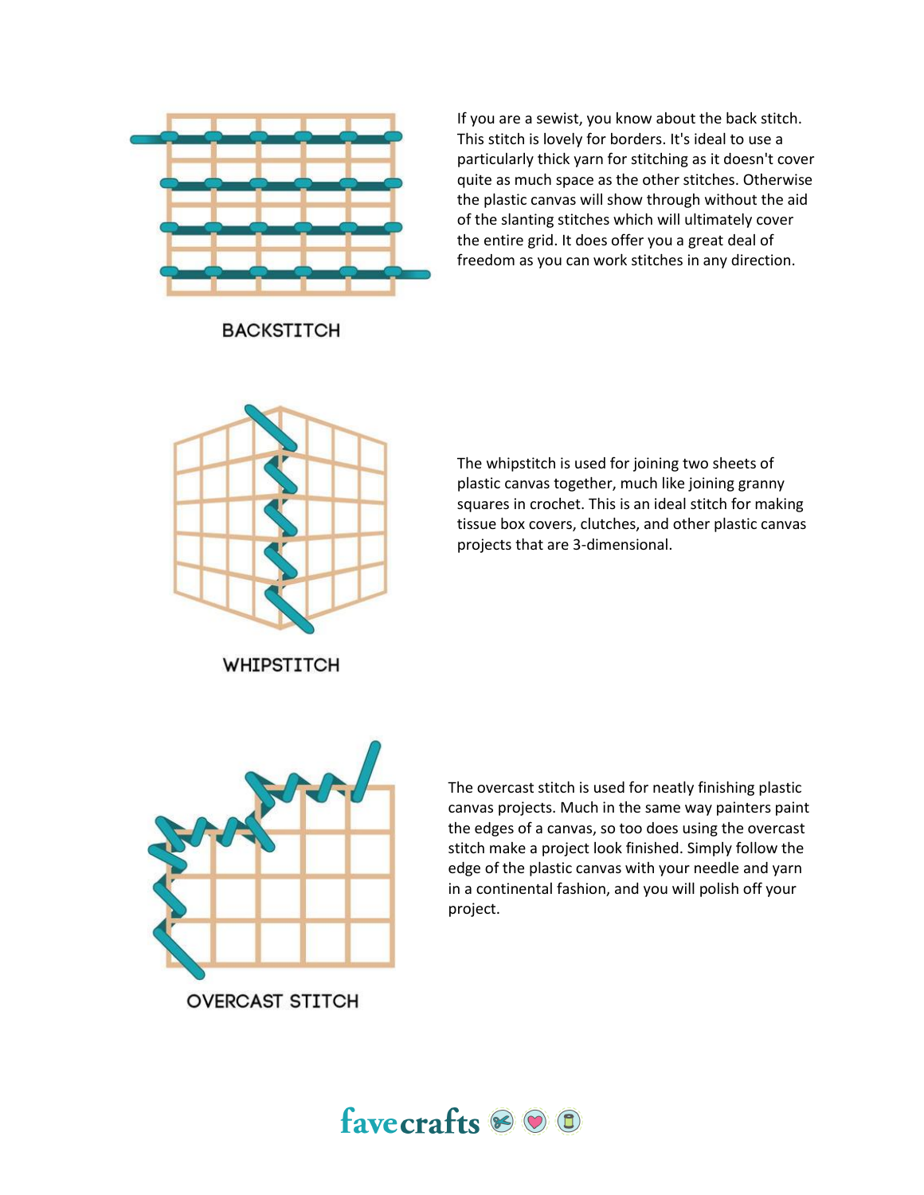BACKSTITCH

If you are a sewist, you know about the back stitch. This stitch is lovely for borders. It's ideal to use a particularly thick yarn for stitching as it doesn't cover quite as much space as the other stitches. Otherwise the plastic canvas will show through without the aid of the slanting stitches which will ultimately cover the entire grid. It does offer you a great deal of freedom as you can work stitches in any direction.

WHIPSTITCH

The whipstitch is used for joining two sheets of plastic canvas together, much like joining granny squares in crochet. This is an ideal stitch for making tissue box covers, clutches, and other plastic canvas projects that are 3-dimensional.

OVERCAST STITCH

The overcast stitch is used for neatly finishing plastic canvas projects. Much in the same way painters paint the edges of a canvas, so too does using the overcast stitch make a project look finished. Simply follow the edge of the plastic canvas with your needle and yarn in a continental fashion, and you will polish off your project.